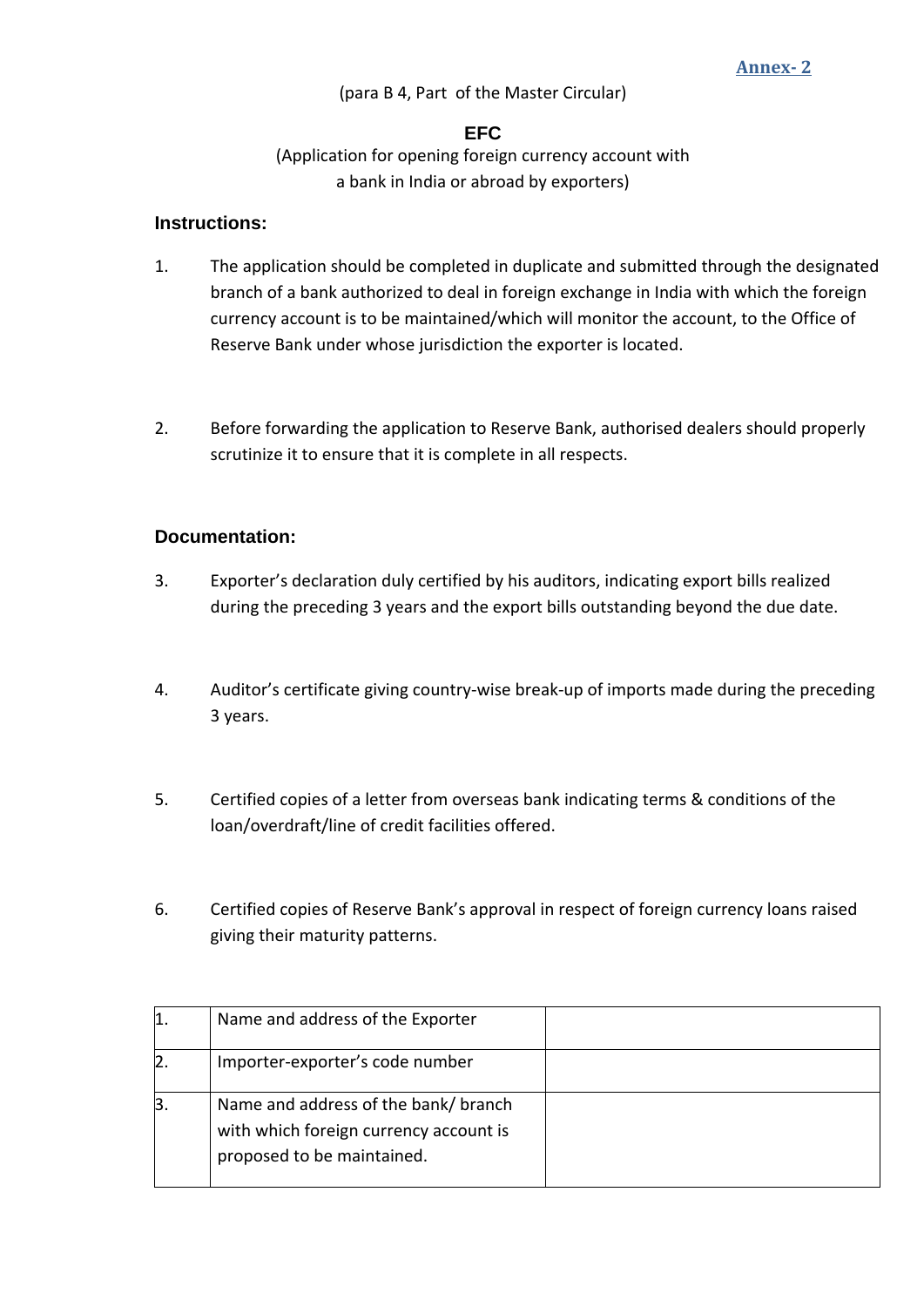**Annex- 2**

(para B 4, Part of the Master Circular)

**EFC**

(Application for opening foreign currency account with a bank in India or abroad by exporters)

### Instructions:

1. The application should be completed in duplicate and submitted through the designated branch of a bank authorized to deal in foreign exchange in India with which the foreign currency account is to be maintained/which will monitor the account, to the Office of Reserve Bank under whose jurisdiction the exporter is located.

2. Before forwarding the application to Reserve Bank, authorised dealers should properly scrutinize it to ensure that it is complete in all respects.

### Documentation:

3. Exporter's declaration duly certified by his auditors, indicating export bills realized during the preceding 3 years and the export bills outstanding beyond the due date.

4. Auditor's certificate giving country-wise break-up of imports made during the preceding 3 years.

5. Certified copies of a letter from overseas bank indicating terms & conditions of the loan/overdraft/line of credit facilities offered.

6. Certified copies of Reserve Bank's approval in respect of foreign currency loans raised giving their maturity patterns.

| | | |
|---|---|---|
| 1. | Name and address of the Exporter | |
| 2. | Importer-exporter's code number | |
| 3. | Name and address of the bank/ branch with which foreign currency account is proposed to be maintained. | |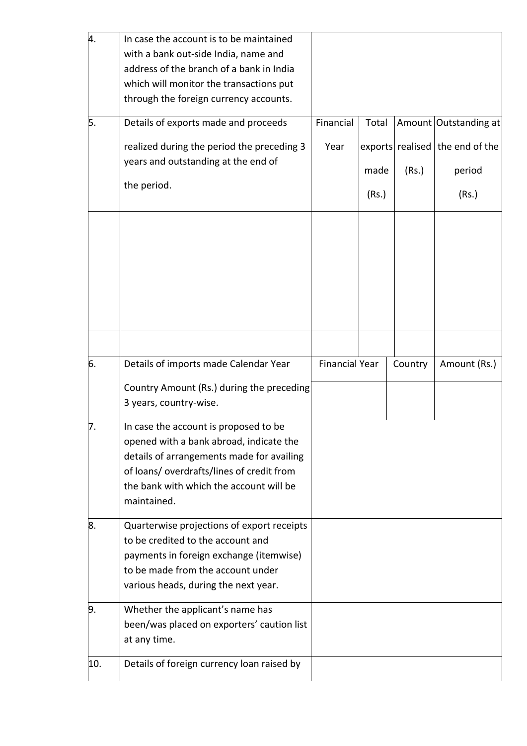| | | | | | |
|---|---|---|---|---|---|
| 4. | In case the account is to be maintained with a bank out-side India, name and address of the branch of a bank in India which will monitor the transactions put through the foreign currency accounts. | | | | |
| 5. | Details of exports made and proceeds realized during the period the preceding 3 years and outstanding at the end of the period. | Financial Year | Total exports made (Rs.) | Amount realised (Rs.) | Outstanding at the end of the period (Rs.) |
| | | | | | |
| | | | | | |
| 6. | Details of imports made Calendar Year Country Amount (Rs.) during the preceding 3 years, country-wise. | Financial Year | | Country | Amount (Rs.) |
| 7. | In case the account is proposed to be opened with a bank abroad, indicate the details of arrangements made for availing of loans/ overdrafts/lines of credit from the bank with which the account will be maintained. | | | | |
| 8. | Quarterwise projections of export receipts to be credited to the account and payments in foreign exchange (itemwise) to be made from the account under various heads, during the next year. | | | | |
| 9. | Whether the applicant's name has been/was placed on exporters' caution list at any time. | | | | |
| 10. | Details of foreign currency loan raised by | | | | |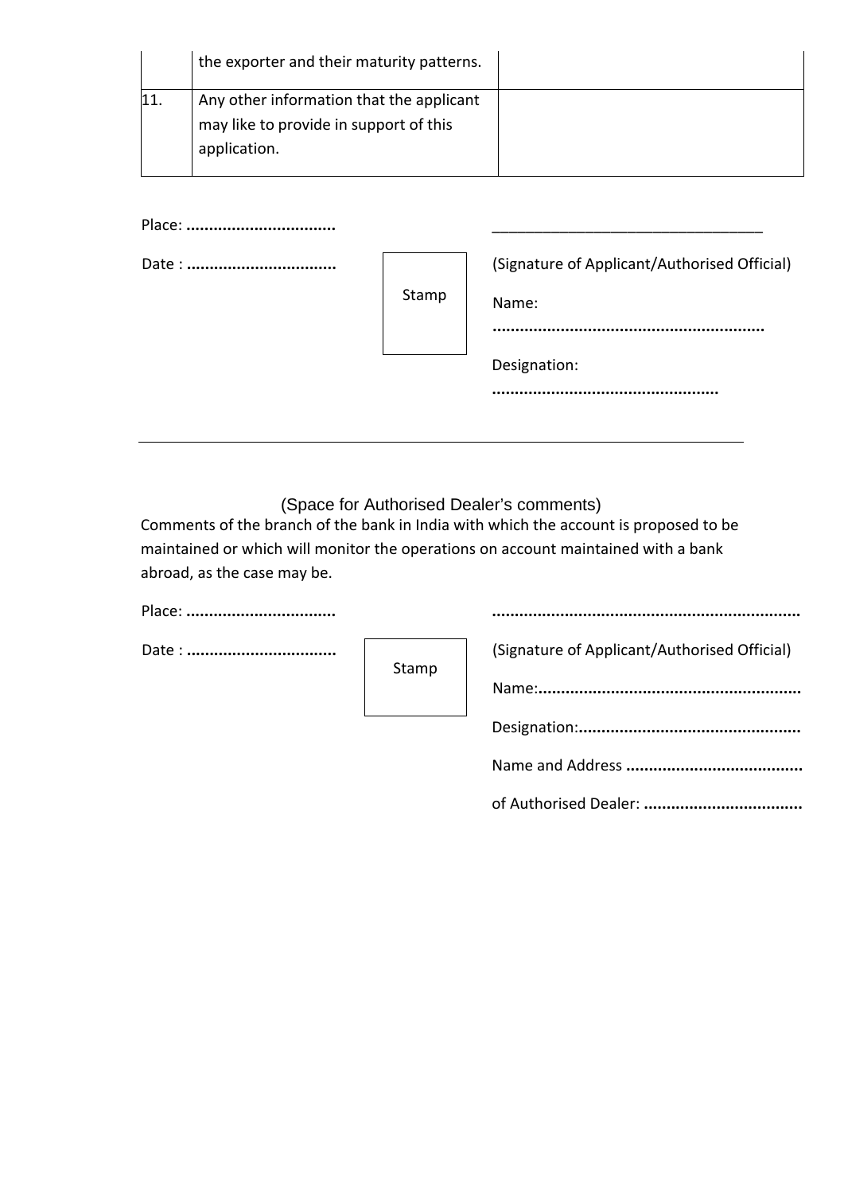| | | |
|---|---|---|
| | the exporter and their maturity patterns. | |
| 11. | Any other information that the applicant may like to provide in support of this application. | |

Place: ................................

Date : ................................

Stamp

________________________________

(Signature of Applicant/Authorised Official)

Name: ..........................................................

Designation: .................................................

---

(Space for Authorised Dealer's comments)

Comments of the branch of the bank in India with which the account is proposed to be maintained or which will monitor the operations on account maintained with a bank abroad, as the case may be.

Place: ................................

Date : ................................

Stamp

...................................................................

(Signature of Applicant/Authorised Official)

Name:.........................................................

Designation:................................................

Name and Address .......................................

of Authorised Dealer: ..................................